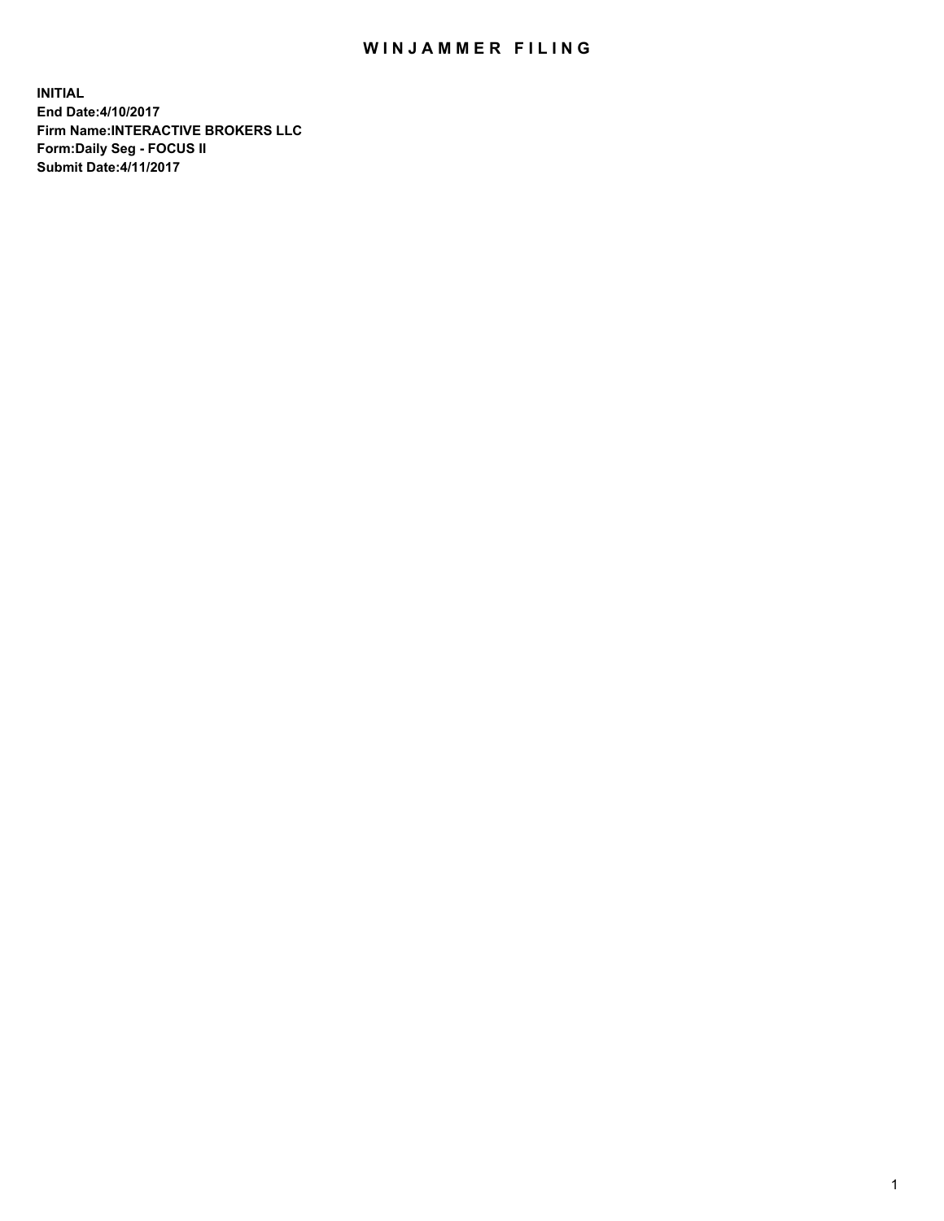# WINJAMMER FILING

**INITIAL**
**End Date:4/10/2017**
**Firm Name:INTERACTIVE BROKERS LLC**
**Form:Daily Seg - FOCUS II**
**Submit Date:4/11/2017**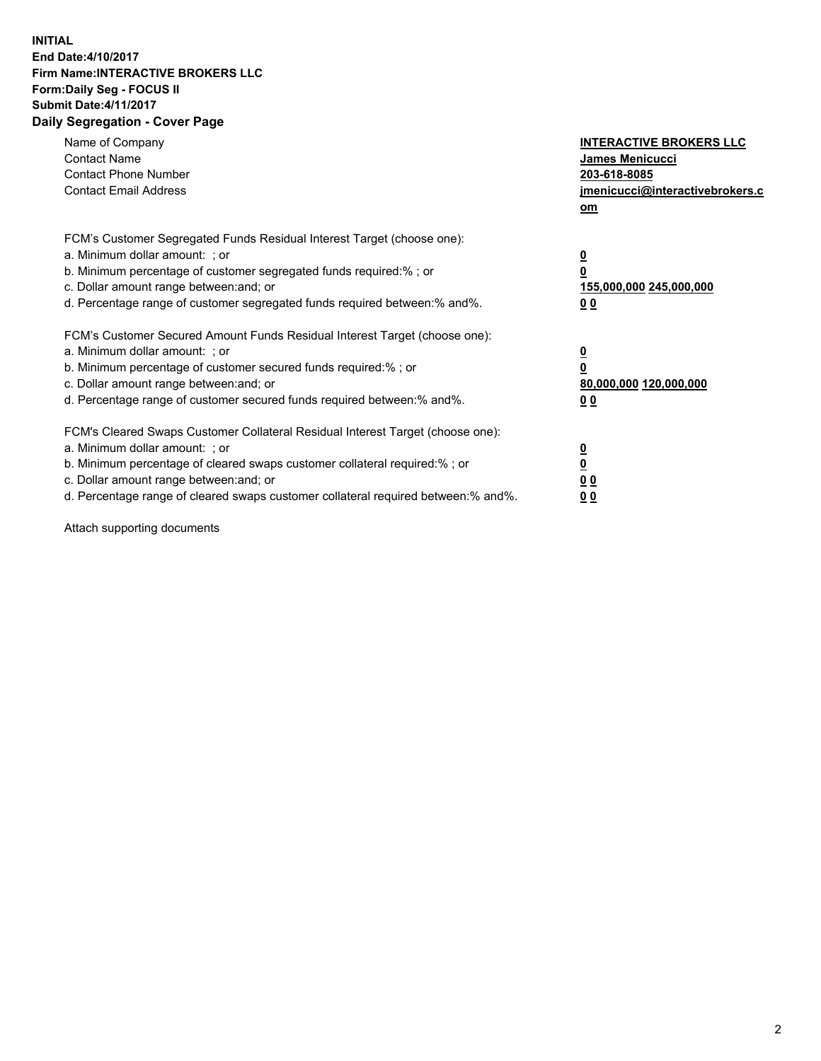**INITIAL**
**End Date:4/10/2017**
**Firm Name:INTERACTIVE BROKERS LLC**
**Form:Daily Seg - FOCUS II**
**Submit Date:4/11/2017**
**Daily Segregation - Cover Page**

| | |
|---|---|
| Name of Company | **INTERACTIVE BROKERS LLC** |
| Contact Name | **James Menicucci** |
| Contact Phone Number | **203-618-8085** |
| Contact Email Address | **jmenicucci@interactivebrokers.com** |

FCM's Customer Segregated Funds Residual Interest Target (choose one):

| | |
|---|---|
| a. Minimum dollar amount: ; or | **0** |
| b. Minimum percentage of customer segregated funds required:% ; or | **0** |
| c. Dollar amount range between:and; or | **155,000,000 245,000,000** |
| d. Percentage range of customer segregated funds required between:% and%. | **0 0** |

FCM's Customer Secured Amount Funds Residual Interest Target (choose one):

| | |
|---|---|
| a. Minimum dollar amount: ; or | **0** |
| b. Minimum percentage of customer secured funds required:% ; or | **0** |
| c. Dollar amount range between:and; or | **80,000,000 120,000,000** |
| d. Percentage range of customer secured funds required between:% and%. | **0 0** |

FCM's Cleared Swaps Customer Collateral Residual Interest Target (choose one):

| | |
|---|---|
| a. Minimum dollar amount: ; or | **0** |
| b. Minimum percentage of cleared swaps customer collateral required:% ; or | **0** |
| c. Dollar amount range between:and; or | **0 0** |
| d. Percentage range of cleared swaps customer collateral required between:% and%. | **0 0** |

Attach supporting documents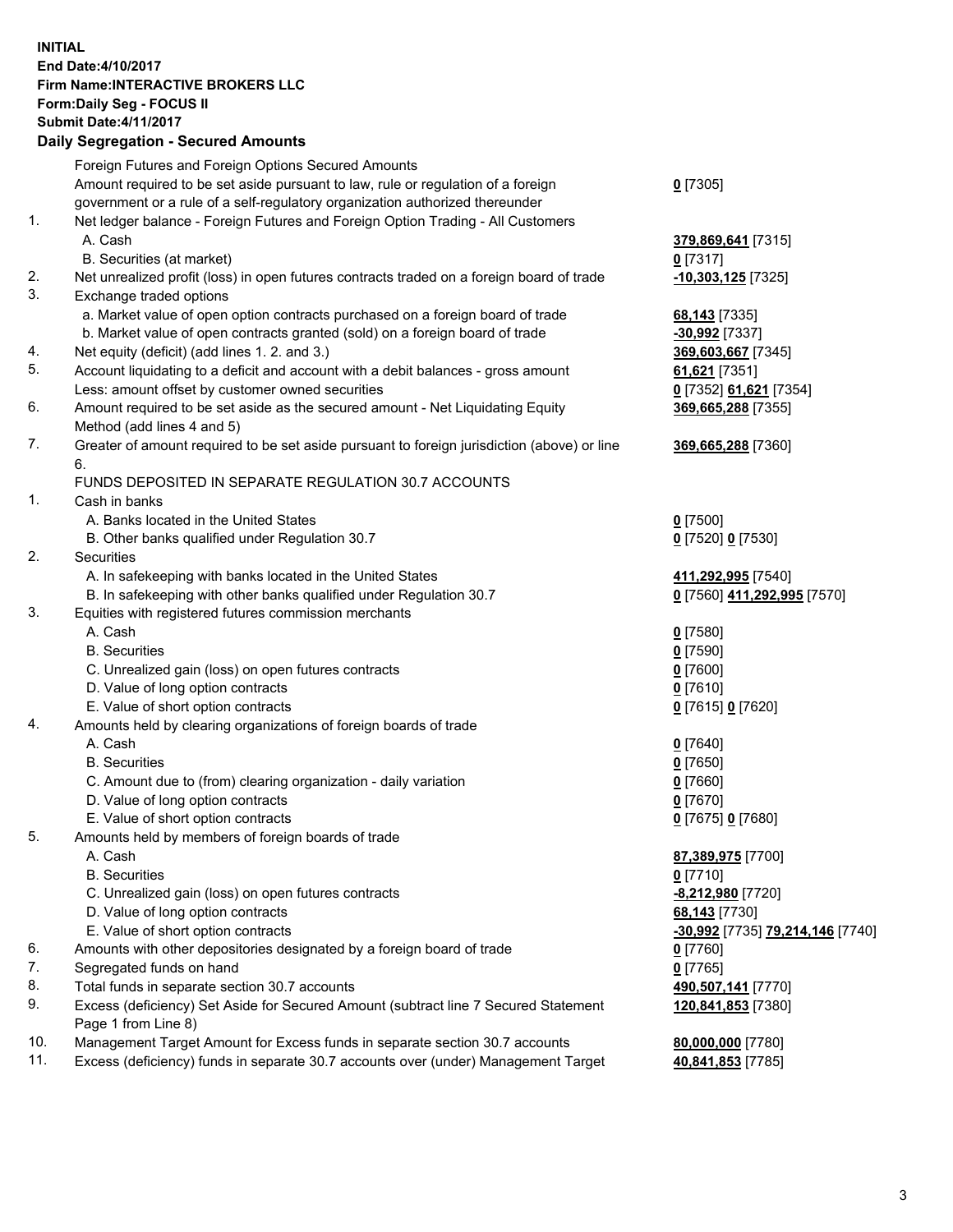**INITIAL**
**End Date:4/10/2017**
**Firm Name:INTERACTIVE BROKERS LLC**
**Form:Daily Seg - FOCUS II**
**Submit Date:4/11/2017**

## Daily Segregation - Secured Amounts

| | | |
|---|---|---|
| | Foreign Futures and Foreign Options Secured Amounts | |
| | Amount required to be set aside pursuant to law, rule or regulation of a foreign government or a rule of a self-regulatory organization authorized thereunder | **0** [7305] |
| 1. | Net ledger balance - Foreign Futures and Foreign Option Trading - All Customers | |
| | A. Cash | **379,869,641** [7315] |
| | B. Securities (at market) | **0** [7317] |
| 2. | Net unrealized profit (loss) in open futures contracts traded on a foreign board of trade | **-10,303,125** [7325] |
| 3. | Exchange traded options | |
| | a. Market value of open option contracts purchased on a foreign board of trade | **68,143** [7335] |
| | b. Market value of open contracts granted (sold) on a foreign board of trade | **-30,992** [7337] |
| 4. | Net equity (deficit) (add lines 1. 2. and 3.) | **369,603,667** [7345] |
| 5. | Account liquidating to a deficit and account with a debit balances - gross amount | **61,621** [7351] |
| | Less: amount offset by customer owned securities | **0** [7352] **61,621** [7354] |
| 6. | Amount required to be set aside as the secured amount - Net Liquidating Equity Method (add lines 4 and 5) | **369,665,288** [7355] |
| 7. | Greater of amount required to be set aside pursuant to foreign jurisdiction (above) or line 6. | **369,665,288** [7360] |
| | FUNDS DEPOSITED IN SEPARATE REGULATION 30.7 ACCOUNTS | |
| 1. | Cash in banks | |
| | A. Banks located in the United States | **0** [7500] |
| | B. Other banks qualified under Regulation 30.7 | **0** [7520] **0** [7530] |
| 2. | Securities | |
| | A. In safekeeping with banks located in the United States | **411,292,995** [7540] |
| | B. In safekeeping with other banks qualified under Regulation 30.7 | **0** [7560] **411,292,995** [7570] |
| 3. | Equities with registered futures commission merchants | |
| | A. Cash | **0** [7580] |
| | B. Securities | **0** [7590] |
| | C. Unrealized gain (loss) on open futures contracts | **0** [7600] |
| | D. Value of long option contracts | **0** [7610] |
| | E. Value of short option contracts | **0** [7615] **0** [7620] |
| 4. | Amounts held by clearing organizations of foreign boards of trade | |
| | A. Cash | **0** [7640] |
| | B. Securities | **0** [7650] |
| | C. Amount due to (from) clearing organization - daily variation | **0** [7660] |
| | D. Value of long option contracts | **0** [7670] |
| | E. Value of short option contracts | **0** [7675] **0** [7680] |
| 5. | Amounts held by members of foreign boards of trade | |
| | A. Cash | **87,389,975** [7700] |
| | B. Securities | **0** [7710] |
| | C. Unrealized gain (loss) on open futures contracts | **-8,212,980** [7720] |
| | D. Value of long option contracts | **68,143** [7730] |
| | E. Value of short option contracts | **-30,992** [7735] **79,214,146** [7740] |
| 6. | Amounts with other depositories designated by a foreign board of trade | **0** [7760] |
| 7. | Segregated funds on hand | **0** [7765] |
| 8. | Total funds in separate section 30.7 accounts | **490,507,141** [7770] |
| 9. | Excess (deficiency) Set Aside for Secured Amount (subtract line 7 Secured Statement Page 1 from Line 8) | **120,841,853** [7380] |
| 10. | Management Target Amount for Excess funds in separate section 30.7 accounts | **80,000,000** [7780] |
| 11. | Excess (deficiency) funds in separate 30.7 accounts over (under) Management Target | **40,841,853** [7785] |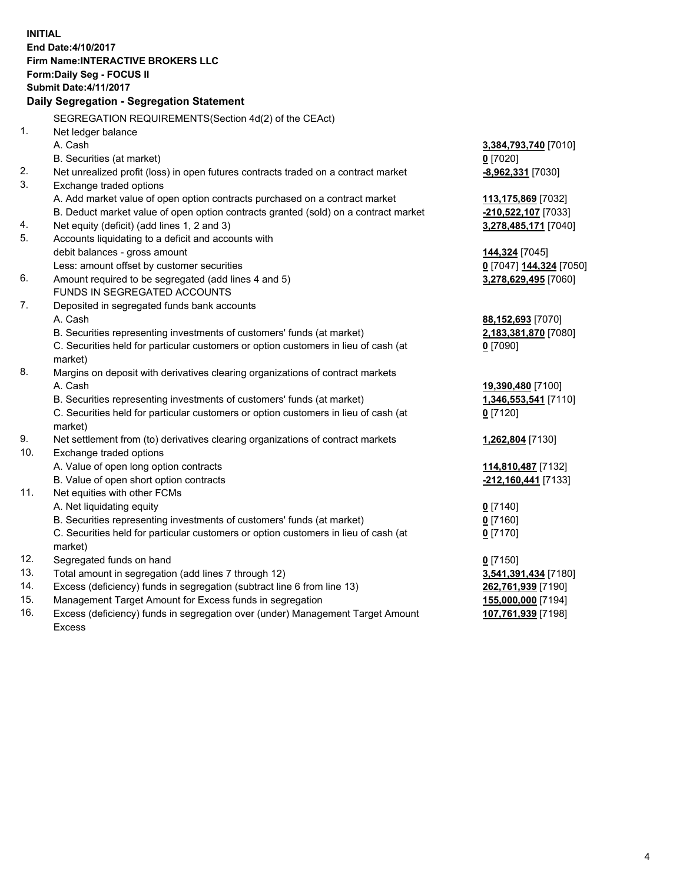**INITIAL**
**End Date:4/10/2017**
**Firm Name:INTERACTIVE BROKERS LLC**
**Form:Daily Seg - FOCUS II**
**Submit Date:4/11/2017**

**Daily Segregation - Segregation Statement**

SEGREGATION REQUIREMENTS(Section 4d(2) of the CEAct)

| | | |
|---|---|---|
| 1. | Net ledger balance | |
| | A. Cash | **3,384,793,740** [7010] |
| | B. Securities (at market) | **0** [7020] |
| 2. | Net unrealized profit (loss) in open futures contracts traded on a contract market | **-8,962,331** [7030] |
| 3. | Exchange traded options | |
| | A. Add market value of open option contracts purchased on a contract market | **113,175,869** [7032] |
| | B. Deduct market value of open option contracts granted (sold) on a contract market | **-210,522,107** [7033] |
| 4. | Net equity (deficit) (add lines 1, 2 and 3) | **3,278,485,171** [7040] |
| 5. | Accounts liquidating to a deficit and accounts with | |
| | debit balances - gross amount | **144,324** [7045] |
| | Less: amount offset by customer securities | **0** [7047] **144,324** [7050] |
| 6. | Amount required to be segregated (add lines 4 and 5) | **3,278,629,495** [7060] |
| | FUNDS IN SEGREGATED ACCOUNTS | |
| 7. | Deposited in segregated funds bank accounts | |
| | A. Cash | **88,152,693** [7070] |
| | B. Securities representing investments of customers' funds (at market) | **2,183,381,870** [7080] |
| | C. Securities held for particular customers or option customers in lieu of cash (at market) | **0** [7090] |
| 8. | Margins on deposit with derivatives clearing organizations of contract markets | |
| | A. Cash | **19,390,480** [7100] |
| | B. Securities representing investments of customers' funds (at market) | **1,346,553,541** [7110] |
| | C. Securities held for particular customers or option customers in lieu of cash (at market) | **0** [7120] |
| 9. | Net settlement from (to) derivatives clearing organizations of contract markets | **1,262,804** [7130] |
| 10. | Exchange traded options | |
| | A. Value of open long option contracts | **114,810,487** [7132] |
| | B. Value of open short option contracts | **-212,160,441** [7133] |
| 11. | Net equities with other FCMs | |
| | A. Net liquidating equity | **0** [7140] |
| | B. Securities representing investments of customers' funds (at market) | **0** [7160] |
| | C. Securities held for particular customers or option customers in lieu of cash (at market) | **0** [7170] |
| 12. | Segregated funds on hand | **0** [7150] |
| 13. | Total amount in segregation (add lines 7 through 12) | **3,541,391,434** [7180] |
| 14. | Excess (deficiency) funds in segregation (subtract line 6 from line 13) | **262,761,939** [7190] |
| 15. | Management Target Amount for Excess funds in segregation | **155,000,000** [7194] |
| 16. | Excess (deficiency) funds in segregation over (under) Management Target Amount Excess | **107,761,939** [7198] |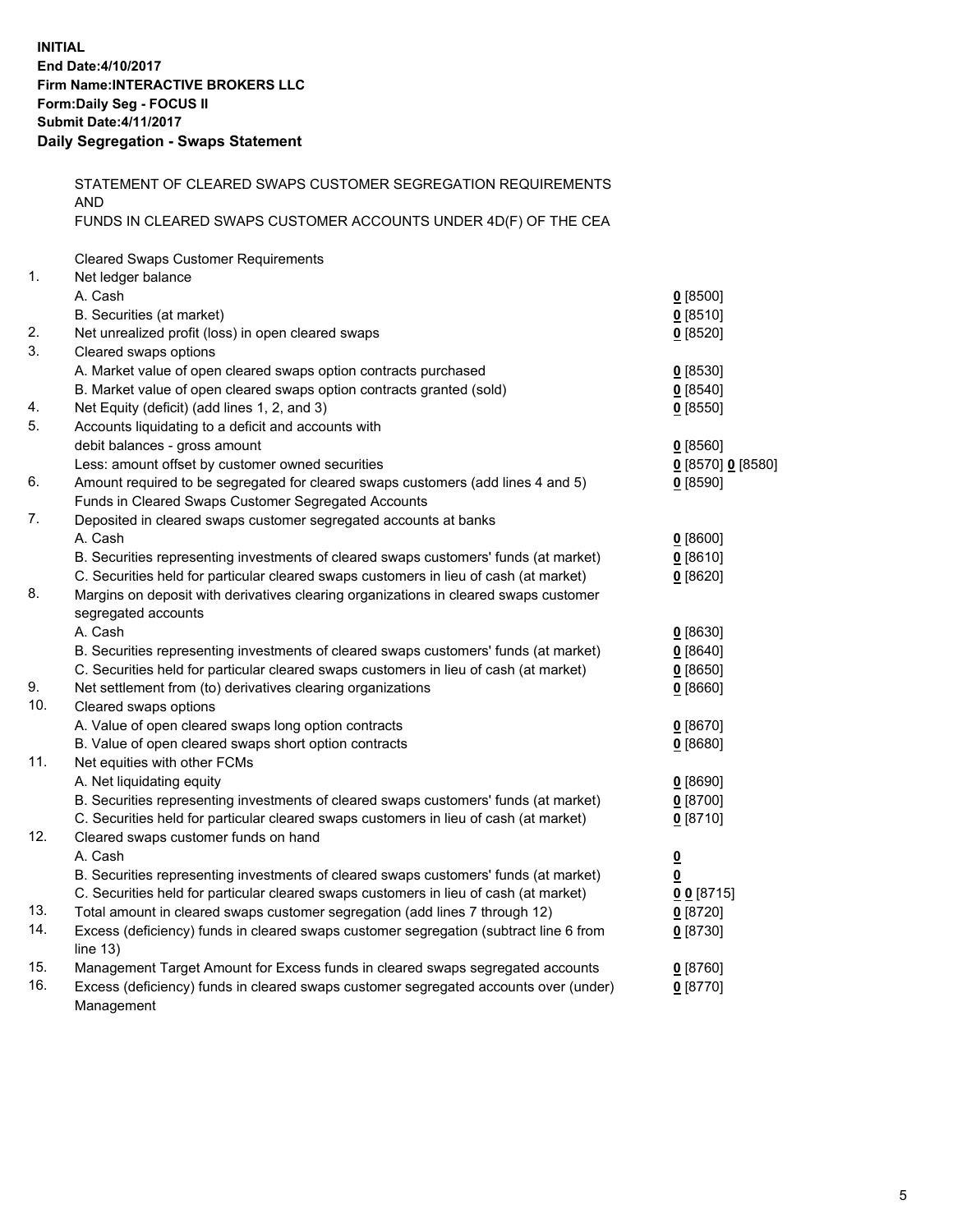**INITIAL**
**End Date:4/10/2017**
**Firm Name:INTERACTIVE BROKERS LLC**
**Form:Daily Seg - FOCUS II**
**Submit Date:4/11/2017**
**Daily Segregation - Swaps Statement**

STATEMENT OF CLEARED SWAPS CUSTOMER SEGREGATION REQUIREMENTS
AND
FUNDS IN CLEARED SWAPS CUSTOMER ACCOUNTS UNDER 4D(F) OF THE CEA

| | | |
|---|---|---|
| | Cleared Swaps Customer Requirements | |
| 1. | Net ledger balance | |
| | A. Cash | 0 [8500] |
| | B. Securities (at market) | 0 [8510] |
| 2. | Net unrealized profit (loss) in open cleared swaps | 0 [8520] |
| 3. | Cleared swaps options | |
| | A. Market value of open cleared swaps option contracts purchased | 0 [8530] |
| | B. Market value of open cleared swaps option contracts granted (sold) | 0 [8540] |
| 4. | Net Equity (deficit) (add lines 1, 2, and 3) | 0 [8550] |
| 5. | Accounts liquidating to a deficit and accounts with | |
| | debit balances - gross amount | 0 [8560] |
| | Less: amount offset by customer owned securities | 0 [8570] 0 [8580] |
| 6. | Amount required to be segregated for cleared swaps customers (add lines 4 and 5) | 0 [8590] |
| | Funds in Cleared Swaps Customer Segregated Accounts | |
| 7. | Deposited in cleared swaps customer segregated accounts at banks | |
| | A. Cash | 0 [8600] |
| | B. Securities representing investments of cleared swaps customers' funds (at market) | 0 [8610] |
| | C. Securities held for particular cleared swaps customers in lieu of cash (at market) | 0 [8620] |
| 8. | Margins on deposit with derivatives clearing organizations in cleared swaps customer segregated accounts | |
| | A. Cash | 0 [8630] |
| | B. Securities representing investments of cleared swaps customers' funds (at market) | 0 [8640] |
| | C. Securities held for particular cleared swaps customers in lieu of cash (at market) | 0 [8650] |
| 9. | Net settlement from (to) derivatives clearing organizations | 0 [8660] |
| 10. | Cleared swaps options | |
| | A. Value of open cleared swaps long option contracts | 0 [8670] |
| | B. Value of open cleared swaps short option contracts | 0 [8680] |
| 11. | Net equities with other FCMs | |
| | A. Net liquidating equity | 0 [8690] |
| | B. Securities representing investments of cleared swaps customers' funds (at market) | 0 [8700] |
| | C. Securities held for particular cleared swaps customers in lieu of cash (at market) | 0 [8710] |
| 12. | Cleared swaps customer funds on hand | |
| | A. Cash | 0 |
| | B. Securities representing investments of cleared swaps customers' funds (at market) | 0 |
| | C. Securities held for particular cleared swaps customers in lieu of cash (at market) | 0 0 [8715] |
| 13. | Total amount in cleared swaps customer segregation (add lines 7 through 12) | 0 [8720] |
| 14. | Excess (deficiency) funds in cleared swaps customer segregation (subtract line 6 from line 13) | 0 [8730] |
| 15. | Management Target Amount for Excess funds in cleared swaps segregated accounts | 0 [8760] |
| 16. | Excess (deficiency) funds in cleared swaps customer segregated accounts over (under) Management | 0 [8770] |